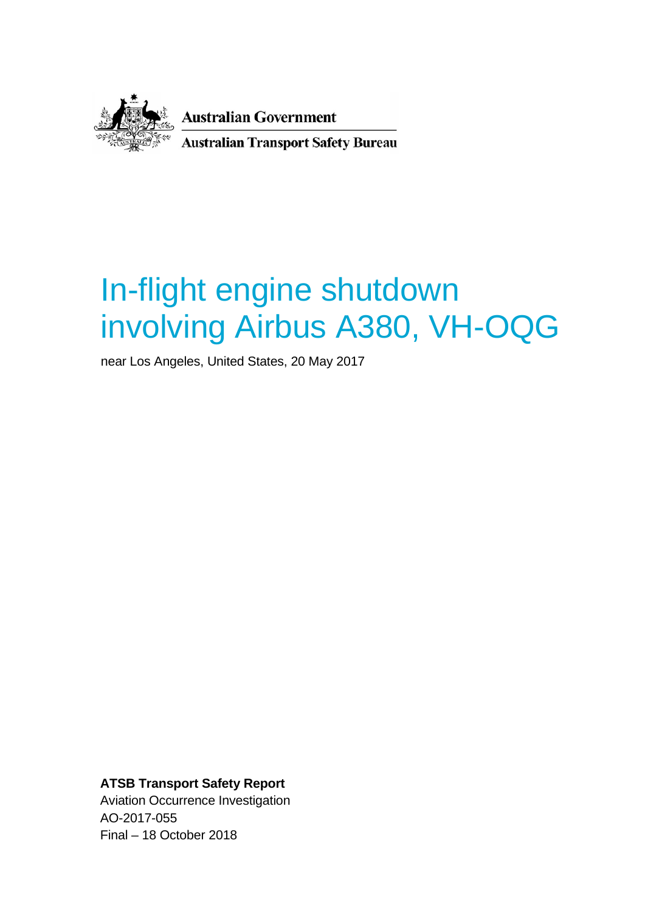Australian Government

Australian Transport Safety Bureau

# In-flight engine shutdown involving Airbus A380, VH-OQG

near Los Angeles, United States, 20 May 2017

**ATSB Transport Safety Report**
Aviation Occurrence Investigation
AO-2017-055
Final – 18 October 2018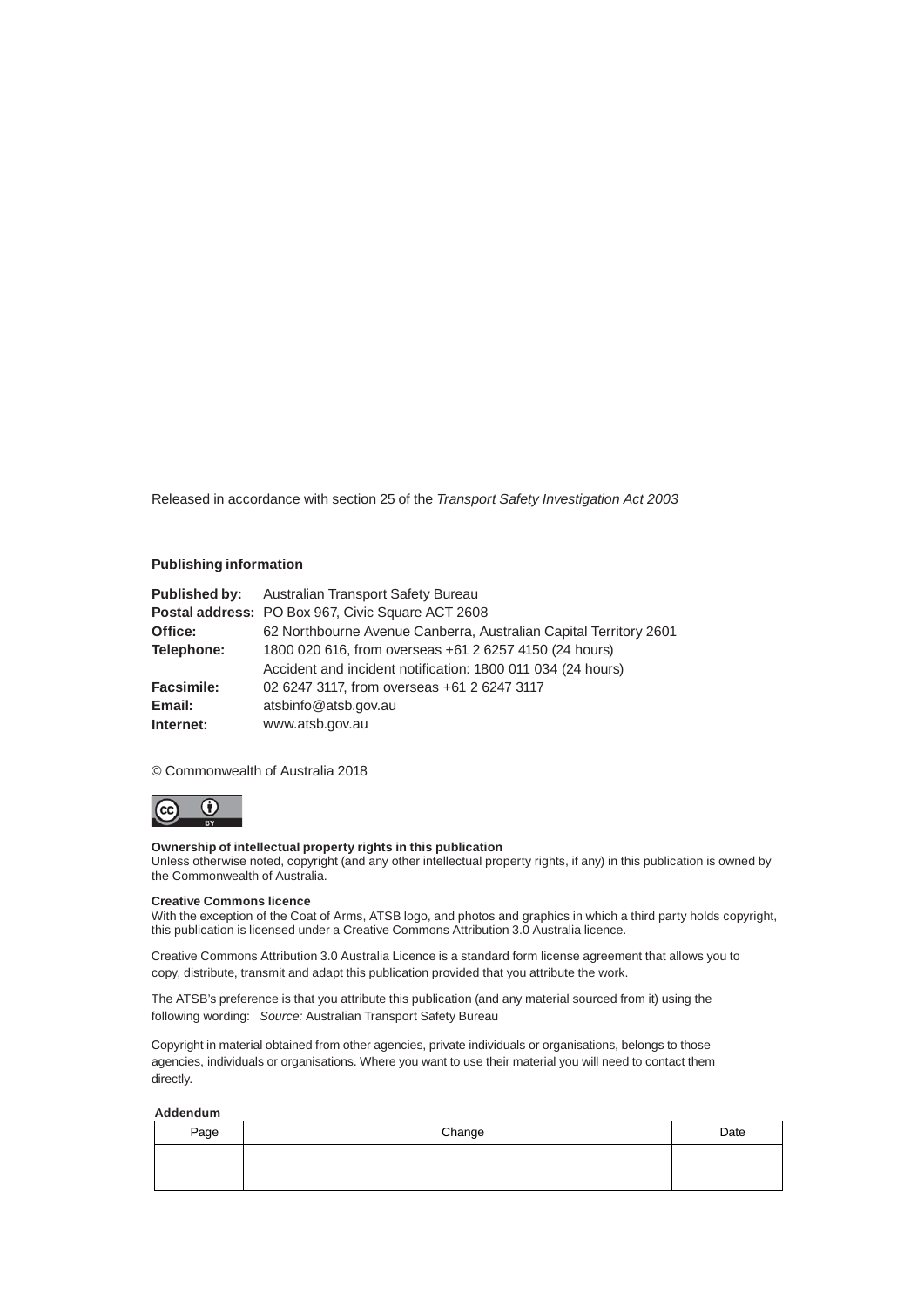Released in accordance with section 25 of the *Transport Safety Investigation Act 2003*

**Publishing information**

**Published by:** Australian Transport Safety Bureau
**Postal address:** PO Box 967, Civic Square ACT 2608
**Office:** 62 Northbourne Avenue Canberra, Australian Capital Territory 2601
**Telephone:** 1800 020 616, from overseas +61 2 6257 4150 (24 hours)
Accident and incident notification: 1800 011 034 (24 hours)
**Facsimile:** 02 6247 3117, from overseas +61 2 6247 3117
**Email:** atsbinfo@atsb.gov.au
**Internet:** www.atsb.gov.au

© Commonwealth of Australia 2018

**Ownership of intellectual property rights in this publication**
Unless otherwise noted, copyright (and any other intellectual property rights, if any) in this publication is owned by the Commonwealth of Australia.

**Creative Commons licence**
With the exception of the Coat of Arms, ATSB logo, and photos and graphics in which a third party holds copyright, this publication is licensed under a Creative Commons Attribution 3.0 Australia licence.

Creative Commons Attribution 3.0 Australia Licence is a standard form license agreement that allows you to copy, distribute, transmit and adapt this publication provided that you attribute the work.

The ATSB's preference is that you attribute this publication (and any material sourced from it) using the following wording: *Source:* Australian Transport Safety Bureau

Copyright in material obtained from other agencies, private individuals or organisations, belongs to those agencies, individuals or organisations. Where you want to use their material you will need to contact them directly.

**Addendum**

| Page | Change | Date |
|---|---|---|
| | | |
| | | |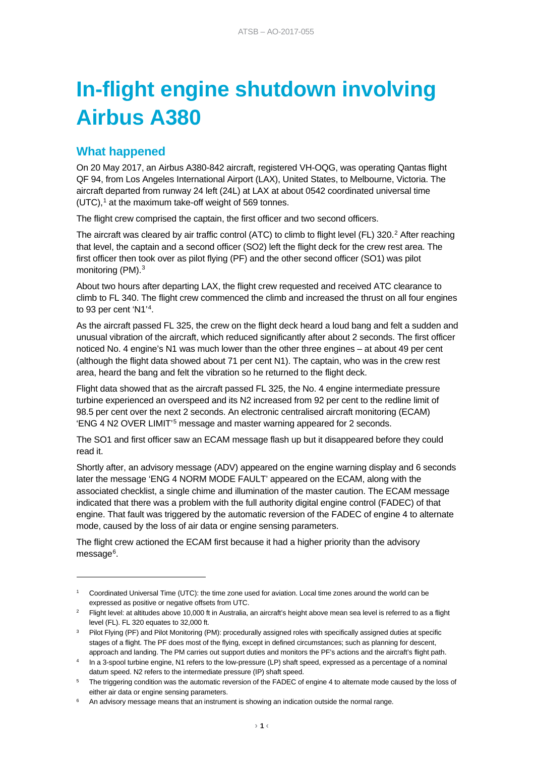# In-flight engine shutdown involving Airbus A380

## What happened

On 20 May 2017, an Airbus A380-842 aircraft, registered VH-OQG, was operating Qantas flight QF 94, from Los Angeles International Airport (LAX), United States, to Melbourne, Victoria. The aircraft departed from runway 24 left (24L) at LAX at about 0542 coordinated universal time (UTC),[1] at the maximum take-off weight of 569 tonnes.

The flight crew comprised the captain, the first officer and two second officers.

The aircraft was cleared by air traffic control (ATC) to climb to flight level (FL) 320.[2] After reaching that level, the captain and a second officer (SO2) left the flight deck for the crew rest area. The first officer then took over as pilot flying (PF) and the other second officer (SO1) was pilot monitoring (PM).[3]

About two hours after departing LAX, the flight crew requested and received ATC clearance to climb to FL 340. The flight crew commenced the climb and increased the thrust on all four engines to 93 per cent 'N1'[4].

As the aircraft passed FL 325, the crew on the flight deck heard a loud bang and felt a sudden and unusual vibration of the aircraft, which reduced significantly after about 2 seconds. The first officer noticed No. 4 engine's N1 was much lower than the other three engines – at about 49 per cent (although the flight data showed about 71 per cent N1). The captain, who was in the crew rest area, heard the bang and felt the vibration so he returned to the flight deck.

Flight data showed that as the aircraft passed FL 325, the No. 4 engine intermediate pressure turbine experienced an overspeed and its N2 increased from 92 per cent to the redline limit of 98.5 per cent over the next 2 seconds. An electronic centralised aircraft monitoring (ECAM) 'ENG 4 N2 OVER LIMIT'[5] message and master warning appeared for 2 seconds.

The SO1 and first officer saw an ECAM message flash up but it disappeared before they could read it.

Shortly after, an advisory message (ADV) appeared on the engine warning display and 6 seconds later the message 'ENG 4 NORM MODE FAULT' appeared on the ECAM, along with the associated checklist, a single chime and illumination of the master caution. The ECAM message indicated that there was a problem with the full authority digital engine control (FADEC) of that engine. That fault was triggered by the automatic reversion of the FADEC of engine 4 to alternate mode, caused by the loss of air data or engine sensing parameters.

The flight crew actioned the ECAM first because it had a higher priority than the advisory message[6].

---

[1] Coordinated Universal Time (UTC): the time zone used for aviation. Local time zones around the world can be expressed as positive or negative offsets from UTC.

[2] Flight level: at altitudes above 10,000 ft in Australia, an aircraft's height above mean sea level is referred to as a flight level (FL). FL 320 equates to 32,000 ft.

[3] Pilot Flying (PF) and Pilot Monitoring (PM): procedurally assigned roles with specifically assigned duties at specific stages of a flight. The PF does most of the flying, except in defined circumstances; such as planning for descent, approach and landing. The PM carries out support duties and monitors the PF's actions and the aircraft's flight path.

[4] In a 3-spool turbine engine, N1 refers to the low-pressure (LP) shaft speed, expressed as a percentage of a nominal datum speed. N2 refers to the intermediate pressure (IP) shaft speed.

[5] The triggering condition was the automatic reversion of the FADEC of engine 4 to alternate mode caused by the loss of either air data or engine sensing parameters.

[6] An advisory message means that an instrument is showing an indication outside the normal range.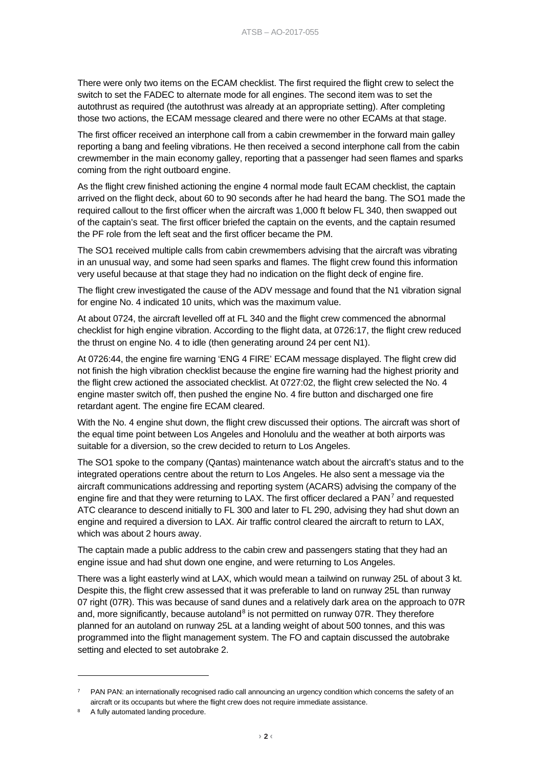There were only two items on the ECAM checklist. The first required the flight crew to select the switch to set the FADEC to alternate mode for all engines. The second item was to set the autothrust as required (the autothrust was already at an appropriate setting). After completing those two actions, the ECAM message cleared and there were no other ECAMs at that stage.

The first officer received an interphone call from a cabin crewmember in the forward main galley reporting a bang and feeling vibrations. He then received a second interphone call from the cabin crewmember in the main economy galley, reporting that a passenger had seen flames and sparks coming from the right outboard engine.

As the flight crew finished actioning the engine 4 normal mode fault ECAM checklist, the captain arrived on the flight deck, about 60 to 90 seconds after he had heard the bang. The SO1 made the required callout to the first officer when the aircraft was 1,000 ft below FL 340, then swapped out of the captain's seat. The first officer briefed the captain on the events, and the captain resumed the PF role from the left seat and the first officer became the PM.

The SO1 received multiple calls from cabin crewmembers advising that the aircraft was vibrating in an unusual way, and some had seen sparks and flames. The flight crew found this information very useful because at that stage they had no indication on the flight deck of engine fire.

The flight crew investigated the cause of the ADV message and found that the N1 vibration signal for engine No. 4 indicated 10 units, which was the maximum value.

At about 0724, the aircraft levelled off at FL 340 and the flight crew commenced the abnormal checklist for high engine vibration. According to the flight data, at 0726:17, the flight crew reduced the thrust on engine No. 4 to idle (then generating around 24 per cent N1).

At 0726:44, the engine fire warning 'ENG 4 FIRE' ECAM message displayed. The flight crew did not finish the high vibration checklist because the engine fire warning had the highest priority and the flight crew actioned the associated checklist. At 0727:02, the flight crew selected the No. 4 engine master switch off, then pushed the engine No. 4 fire button and discharged one fire retardant agent. The engine fire ECAM cleared.

With the No. 4 engine shut down, the flight crew discussed their options. The aircraft was short of the equal time point between Los Angeles and Honolulu and the weather at both airports was suitable for a diversion, so the crew decided to return to Los Angeles.

The SO1 spoke to the company (Qantas) maintenance watch about the aircraft's status and to the integrated operations centre about the return to Los Angeles. He also sent a message via the aircraft communications addressing and reporting system (ACARS) advising the company of the engine fire and that they were returning to LAX. The first officer declared a PAN[7] and requested ATC clearance to descend initially to FL 300 and later to FL 290, advising they had shut down an engine and required a diversion to LAX. Air traffic control cleared the aircraft to return to LAX, which was about 2 hours away.

The captain made a public address to the cabin crew and passengers stating that they had an engine issue and had shut down one engine, and were returning to Los Angeles.

There was a light easterly wind at LAX, which would mean a tailwind on runway 25L of about 3 kt. Despite this, the flight crew assessed that it was preferable to land on runway 25L than runway 07 right (07R). This was because of sand dunes and a relatively dark area on the approach to 07R and, more significantly, because autoland[8] is not permitted on runway 07R. They therefore planned for an autoland on runway 25L at a landing weight of about 500 tonnes, and this was programmed into the flight management system. The FO and captain discussed the autobrake setting and elected to set autobrake 2.

---

[7] PAN PAN: an internationally recognised radio call announcing an urgency condition which concerns the safety of an aircraft or its occupants but where the flight crew does not require immediate assistance.

[8] A fully automated landing procedure.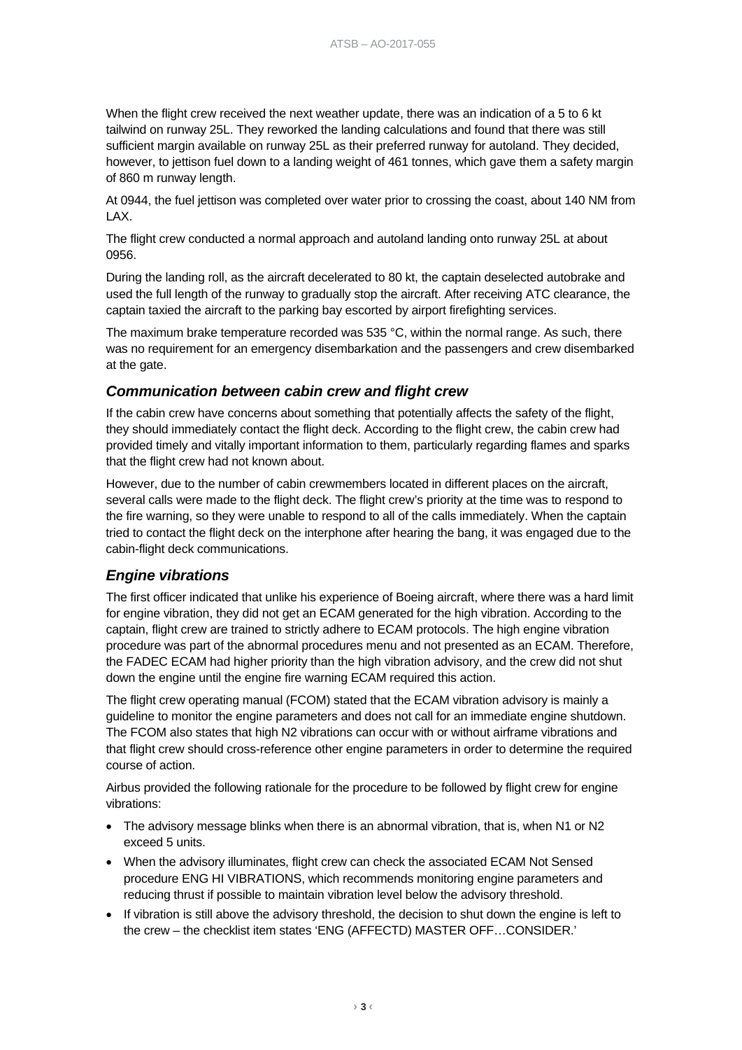When the flight crew received the next weather update, there was an indication of a 5 to 6 kt tailwind on runway 25L. They reworked the landing calculations and found that there was still sufficient margin available on runway 25L as their preferred runway for autoland. They decided, however, to jettison fuel down to a landing weight of 461 tonnes, which gave them a safety margin of 860 m runway length.

At 0944, the fuel jettison was completed over water prior to crossing the coast, about 140 NM from LAX.

The flight crew conducted a normal approach and autoland landing onto runway 25L at about 0956.

During the landing roll, as the aircraft decelerated to 80 kt, the captain deselected autobrake and used the full length of the runway to gradually stop the aircraft. After receiving ATC clearance, the captain taxied the aircraft to the parking bay escorted by airport firefighting services.

The maximum brake temperature recorded was 535 °C, within the normal range. As such, there was no requirement for an emergency disembarkation and the passengers and crew disembarked at the gate.

### *Communication between cabin crew and flight crew*

If the cabin crew have concerns about something that potentially affects the safety of the flight, they should immediately contact the flight deck. According to the flight crew, the cabin crew had provided timely and vitally important information to them, particularly regarding flames and sparks that the flight crew had not known about.

However, due to the number of cabin crewmembers located in different places on the aircraft, several calls were made to the flight deck. The flight crew's priority at the time was to respond to the fire warning, so they were unable to respond to all of the calls immediately. When the captain tried to contact the flight deck on the interphone after hearing the bang, it was engaged due to the cabin-flight deck communications.

### *Engine vibrations*

The first officer indicated that unlike his experience of Boeing aircraft, where there was a hard limit for engine vibration, they did not get an ECAM generated for the high vibration. According to the captain, flight crew are trained to strictly adhere to ECAM protocols. The high engine vibration procedure was part of the abnormal procedures menu and not presented as an ECAM. Therefore, the FADEC ECAM had higher priority than the high vibration advisory, and the crew did not shut down the engine until the engine fire warning ECAM required this action.

The flight crew operating manual (FCOM) stated that the ECAM vibration advisory is mainly a guideline to monitor the engine parameters and does not call for an immediate engine shutdown. The FCOM also states that high N2 vibrations can occur with or without airframe vibrations and that flight crew should cross-reference other engine parameters in order to determine the required course of action.

Airbus provided the following rationale for the procedure to be followed by flight crew for engine vibrations:

- The advisory message blinks when there is an abnormal vibration, that is, when N1 or N2 exceed 5 units.
- When the advisory illuminates, flight crew can check the associated ECAM Not Sensed procedure ENG HI VIBRATIONS, which recommends monitoring engine parameters and reducing thrust if possible to maintain vibration level below the advisory threshold.
- If vibration is still above the advisory threshold, the decision to shut down the engine is left to the crew – the checklist item states 'ENG (AFFECTD) MASTER OFF…CONSIDER.'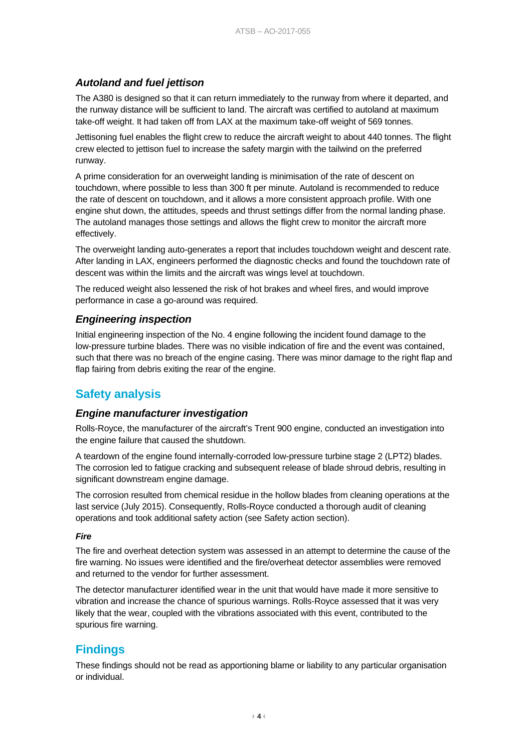### *Autoland and fuel jettison*

The A380 is designed so that it can return immediately to the runway from where it departed, and the runway distance will be sufficient to land. The aircraft was certified to autoland at maximum take-off weight. It had taken off from LAX at the maximum take-off weight of 569 tonnes.

Jettisoning fuel enables the flight crew to reduce the aircraft weight to about 440 tonnes. The flight crew elected to jettison fuel to increase the safety margin with the tailwind on the preferred runway.

A prime consideration for an overweight landing is minimisation of the rate of descent on touchdown, where possible to less than 300 ft per minute. Autoland is recommended to reduce the rate of descent on touchdown, and it allows a more consistent approach profile. With one engine shut down, the attitudes, speeds and thrust settings differ from the normal landing phase. The autoland manages those settings and allows the flight crew to monitor the aircraft more effectively.

The overweight landing auto-generates a report that includes touchdown weight and descent rate. After landing in LAX, engineers performed the diagnostic checks and found the touchdown rate of descent was within the limits and the aircraft was wings level at touchdown.

The reduced weight also lessened the risk of hot brakes and wheel fires, and would improve performance in case a go-around was required.

### *Engineering inspection*

Initial engineering inspection of the No. 4 engine following the incident found damage to the low-pressure turbine blades. There was no visible indication of fire and the event was contained, such that there was no breach of the engine casing. There was minor damage to the right flap and flap fairing from debris exiting the rear of the engine.

## Safety analysis

### *Engine manufacturer investigation*

Rolls-Royce, the manufacturer of the aircraft's Trent 900 engine, conducted an investigation into the engine failure that caused the shutdown.

A teardown of the engine found internally-corroded low-pressure turbine stage 2 (LPT2) blades. The corrosion led to fatigue cracking and subsequent release of blade shroud debris, resulting in significant downstream engine damage.

The corrosion resulted from chemical residue in the hollow blades from cleaning operations at the last service (July 2015). Consequently, Rolls-Royce conducted a thorough audit of cleaning operations and took additional safety action (see Safety action section).

#### *Fire*

The fire and overheat detection system was assessed in an attempt to determine the cause of the fire warning. No issues were identified and the fire/overheat detector assemblies were removed and returned to the vendor for further assessment.

The detector manufacturer identified wear in the unit that would have made it more sensitive to vibration and increase the chance of spurious warnings. Rolls-Royce assessed that it was very likely that the wear, coupled with the vibrations associated with this event, contributed to the spurious fire warning.

## Findings

These findings should not be read as apportioning blame or liability to any particular organisation or individual.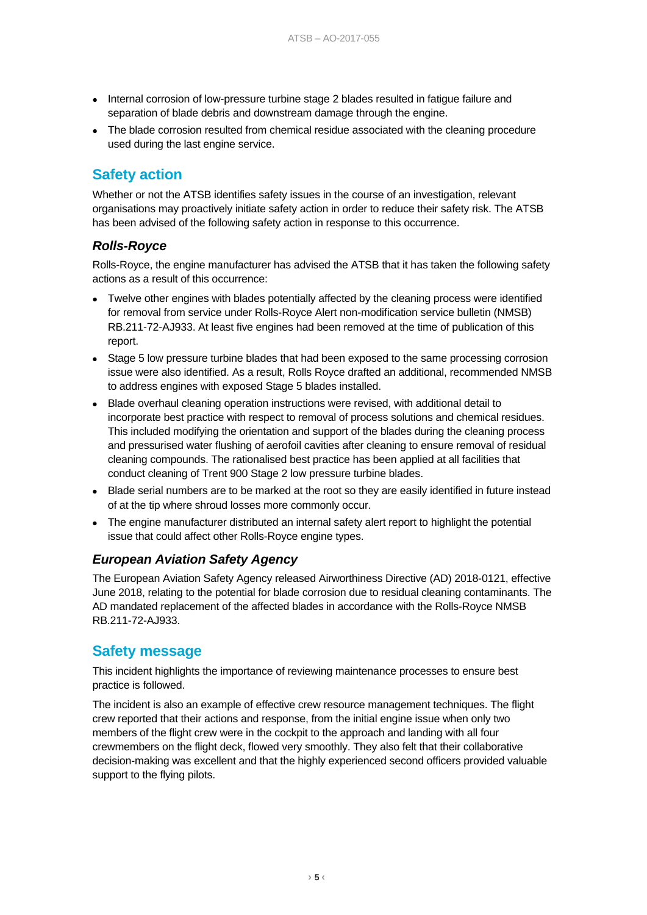- Internal corrosion of low-pressure turbine stage 2 blades resulted in fatigue failure and separation of blade debris and downstream damage through the engine.
- The blade corrosion resulted from chemical residue associated with the cleaning procedure used during the last engine service.

## Safety action

Whether or not the ATSB identifies safety issues in the course of an investigation, relevant organisations may proactively initiate safety action in order to reduce their safety risk. The ATSB has been advised of the following safety action in response to this occurrence.

### *Rolls-Royce*

Rolls-Royce, the engine manufacturer has advised the ATSB that it has taken the following safety actions as a result of this occurrence:

- Twelve other engines with blades potentially affected by the cleaning process were identified for removal from service under Rolls-Royce Alert non-modification service bulletin (NMSB) RB.211-72-AJ933. At least five engines had been removed at the time of publication of this report.
- Stage 5 low pressure turbine blades that had been exposed to the same processing corrosion issue were also identified. As a result, Rolls Royce drafted an additional, recommended NMSB to address engines with exposed Stage 5 blades installed.
- Blade overhaul cleaning operation instructions were revised, with additional detail to incorporate best practice with respect to removal of process solutions and chemical residues. This included modifying the orientation and support of the blades during the cleaning process and pressurised water flushing of aerofoil cavities after cleaning to ensure removal of residual cleaning compounds. The rationalised best practice has been applied at all facilities that conduct cleaning of Trent 900 Stage 2 low pressure turbine blades.
- Blade serial numbers are to be marked at the root so they are easily identified in future instead of at the tip where shroud losses more commonly occur.
- The engine manufacturer distributed an internal safety alert report to highlight the potential issue that could affect other Rolls-Royce engine types.

### *European Aviation Safety Agency*

The European Aviation Safety Agency released Airworthiness Directive (AD) 2018-0121, effective June 2018, relating to the potential for blade corrosion due to residual cleaning contaminants. The AD mandated replacement of the affected blades in accordance with the Rolls-Royce NMSB RB.211-72-AJ933.

## Safety message

This incident highlights the importance of reviewing maintenance processes to ensure best practice is followed.

The incident is also an example of effective crew resource management techniques. The flight crew reported that their actions and response, from the initial engine issue when only two members of the flight crew were in the cockpit to the approach and landing with all four crewmembers on the flight deck, flowed very smoothly. They also felt that their collaborative decision-making was excellent and that the highly experienced second officers provided valuable support to the flying pilots.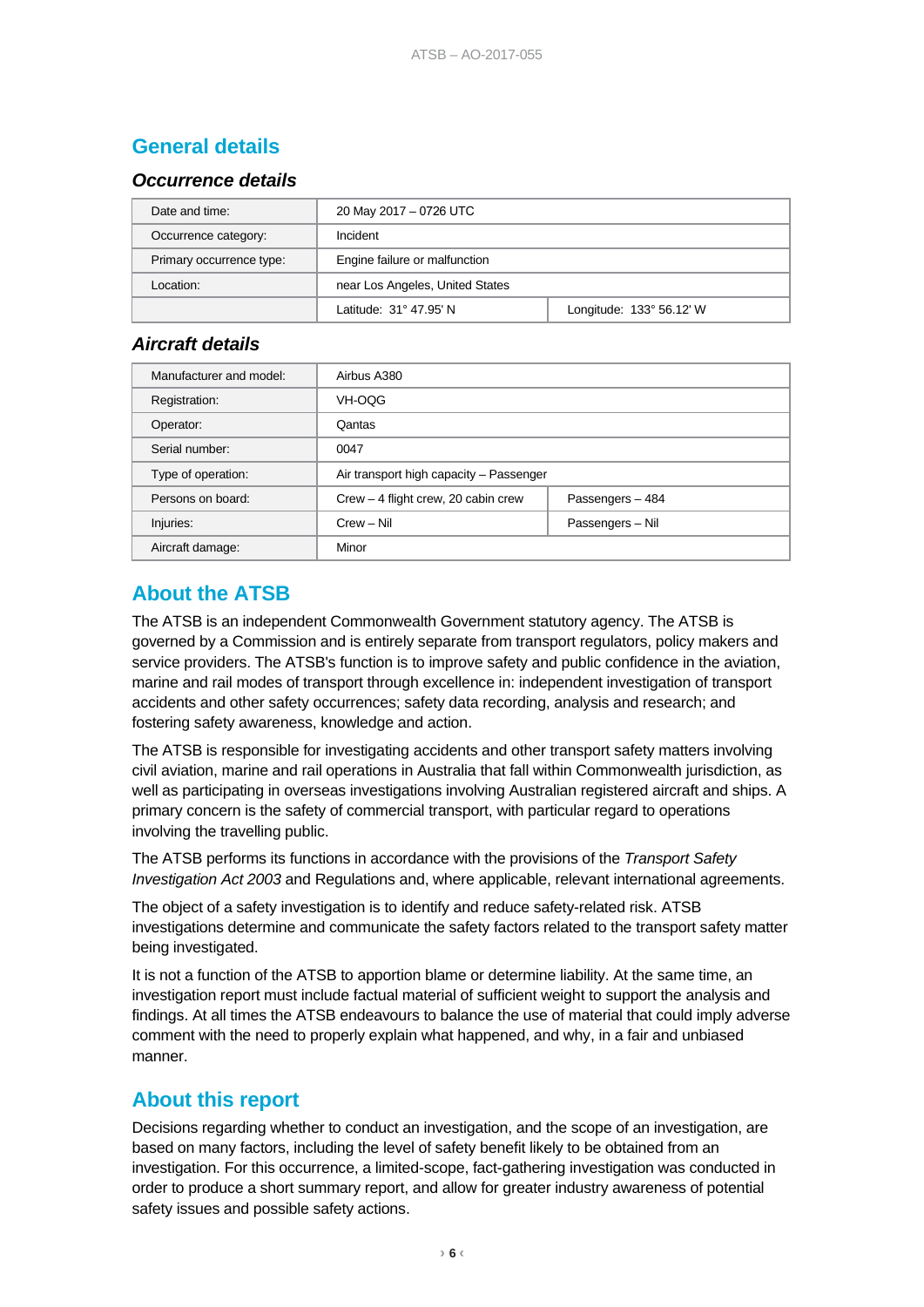## General details

### Occurrence details

| | | |
|---|---|---|
| Date and time: | 20 May 2017 – 0726 UTC | |
| Occurrence category: | Incident | |
| Primary occurrence type: | Engine failure or malfunction | |
| Location: | near Los Angeles, United States | |
| | Latitude: 31° 47.95' N | Longitude: 133° 56.12' W |

### Aircraft details

| | | |
|---|---|---|
| Manufacturer and model: | Airbus A380 | |
| Registration: | VH-OQG | |
| Operator: | Qantas | |
| Serial number: | 0047 | |
| Type of operation: | Air transport high capacity – Passenger | |
| Persons on board: | Crew – 4 flight crew, 20 cabin crew | Passengers – 484 |
| Injuries: | Crew – Nil | Passengers – Nil |
| Aircraft damage: | Minor | |

## About the ATSB

The ATSB is an independent Commonwealth Government statutory agency. The ATSB is governed by a Commission and is entirely separate from transport regulators, policy makers and service providers. The ATSB's function is to improve safety and public confidence in the aviation, marine and rail modes of transport through excellence in: independent investigation of transport accidents and other safety occurrences; safety data recording, analysis and research; and fostering safety awareness, knowledge and action.

The ATSB is responsible for investigating accidents and other transport safety matters involving civil aviation, marine and rail operations in Australia that fall within Commonwealth jurisdiction, as well as participating in overseas investigations involving Australian registered aircraft and ships. A primary concern is the safety of commercial transport, with particular regard to operations involving the travelling public.

The ATSB performs its functions in accordance with the provisions of the *Transport Safety Investigation Act 2003* and Regulations and, where applicable, relevant international agreements.

The object of a safety investigation is to identify and reduce safety-related risk. ATSB investigations determine and communicate the safety factors related to the transport safety matter being investigated.

It is not a function of the ATSB to apportion blame or determine liability. At the same time, an investigation report must include factual material of sufficient weight to support the analysis and findings. At all times the ATSB endeavours to balance the use of material that could imply adverse comment with the need to properly explain what happened, and why, in a fair and unbiased manner.

## About this report

Decisions regarding whether to conduct an investigation, and the scope of an investigation, are based on many factors, including the level of safety benefit likely to be obtained from an investigation. For this occurrence, a limited-scope, fact-gathering investigation was conducted in order to produce a short summary report, and allow for greater industry awareness of potential safety issues and possible safety actions.